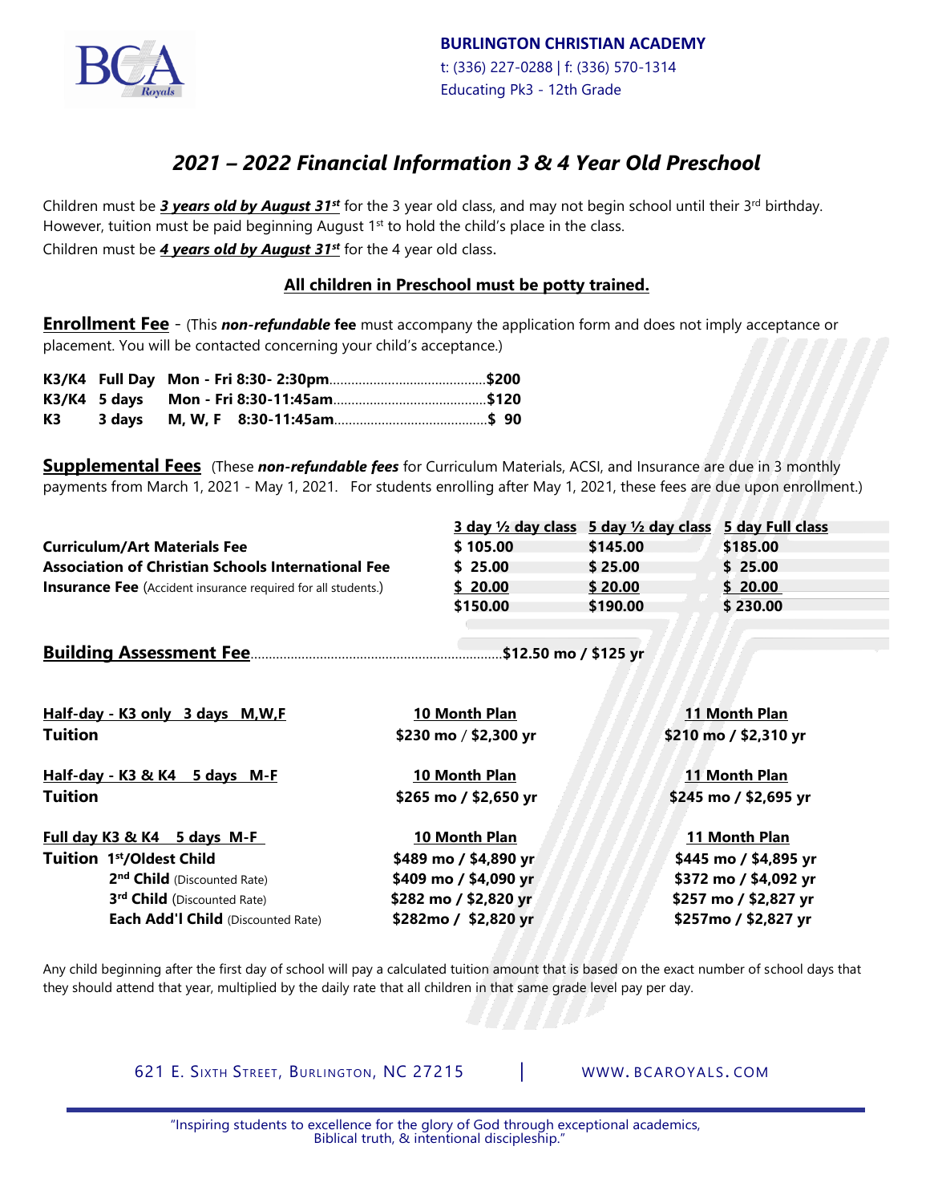**BURLINGTON CHRISTIAN ACADEMY**
t: (336) 227-0288 | f: (336) 570-1314
Educating Pk3 - 12th Grade

# *2021 – 2022 Financial Information 3 & 4 Year Old Preschool*

Children must be ***3 years old by August 31st*** for the 3 year old class, and may not begin school until their 3rd birthday. However, tuition must be paid beginning August 1st to hold the child's place in the class.
Children must be ***4 years old by August 31st*** for the 4 year old class.

**All children in Preschool must be potty trained.**

**Enrollment Fee** - (This ***non-refundable*** **fee** must accompany the application form and does not imply acceptance or placement. You will be contacted concerning your child's acceptance.)

**K3/K4 Full Day Mon - Fri 8:30- 2:30pm..........$200**
**K3/K4 5 days Mon - Fri 8:30-11:45am..........$120**
**K3 3 days M, W, F 8:30-11:45am..........$ 90**

**Supplemental Fees** (These ***non-refundable fees*** for Curriculum Materials, ACSI, and Insurance are due in 3 monthly payments from March 1, 2021 - May 1, 2021. For students enrolling after May 1, 2021, these fees are due upon enrollment.)

| | 3 day ½ day class | 5 day ½ day class | 5 day Full class |
|---|---|---|---|
| **Curriculum/Art Materials Fee** | $ 105.00 | $145.00 | $185.00 |
| **Association of Christian Schools International Fee** | $ 25.00 | $ 25.00 | $ 25.00 |
| **Insurance Fee** (Accident insurance required for all students.) | $ 20.00 | $ 20.00 | $ 20.00 |
| | $150.00 | $190.00 | $ 230.00 |

**Building Assessment Fee..........$12.50 mo / $125 yr**

| | 10 Month Plan | 11 Month Plan |
|---|---|---|
| **Half-day - K3 only 3 days M,W,F Tuition** | $230 mo / $2,300 yr | $210 mo / $2,310 yr |
| **Half-day - K3 & K4 5 days M-F Tuition** | $265 mo / $2,650 yr | $245 mo / $2,695 yr |
| **Full day K3 & K4 5 days M-F** | | |
| **Tuition 1st/Oldest Child** | $489 mo / $4,890 yr | $445 mo / $4,895 yr |
| **2nd Child** (Discounted Rate) | $409 mo / $4,090 yr | $372 mo / $4,092 yr |
| **3rd Child** (Discounted Rate) | $282 mo / $2,820 yr | $257 mo / $2,827 yr |
| **Each Add'l Child** (Discounted Rate) | $282mo / $2,820 yr | $257mo / $2,827 yr |

Any child beginning after the first day of school will pay a calculated tuition amount that is based on the exact number of school days that they should attend that year, multiplied by the daily rate that all children in that same grade level pay per day.

621 E. Sixth Street, Burlington, NC 27215 | www.bcaroyals.com

"Inspiring students to excellence for the glory of God through exceptional academics, Biblical truth, & intentional discipleship."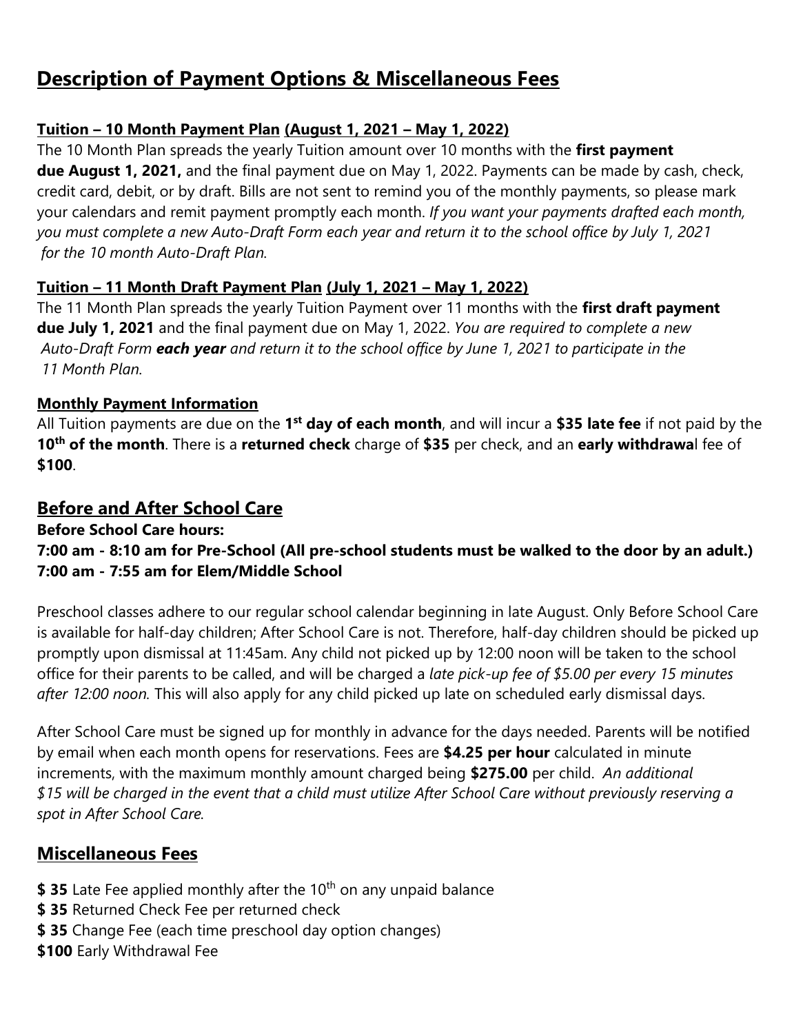# Description of Payment Options & Miscellaneous Fees

**Tuition – 10 Month Payment Plan (August 1, 2021 – May 1, 2022)**

The 10 Month Plan spreads the yearly Tuition amount over 10 months with the **first payment due August 1, 2021,** and the final payment due on May 1, 2022. Payments can be made by cash, check, credit card, debit, or by draft. Bills are not sent to remind you of the monthly payments, so please mark your calendars and remit payment promptly each month. *If you want your payments drafted each month, you must complete a new Auto-Draft Form each year and return it to the school office by July 1, 2021 for the 10 month Auto-Draft Plan.*

**Tuition – 11 Month Draft Payment Plan (July 1, 2021 – May 1, 2022)**

The 11 Month Plan spreads the yearly Tuition Payment over 11 months with the **first draft payment due July 1, 2021** and the final payment due on May 1, 2022. *You are required to complete a new Auto-Draft Form **each year** and return it to the school office by June 1, 2021 to participate in the 11 Month Plan.*

**Monthly Payment Information**

All Tuition payments are due on the **1st day of each month**, and will incur a **$35 late fee** if not paid by the **10th of the month**. There is a **returned check** charge of **$35** per check, and an **early withdrawal** fee of **$100**.

## Before and After School Care

**Before School Care hours:**
**7:00 am - 8:10 am for Pre-School (All pre-school students must be walked to the door by an adult.)**
**7:00 am - 7:55 am for Elem/Middle School**

Preschool classes adhere to our regular school calendar beginning in late August. Only Before School Care is available for half-day children; After School Care is not. Therefore, half-day children should be picked up promptly upon dismissal at 11:45am. Any child not picked up by 12:00 noon will be taken to the school office for their parents to be called, and will be charged a *late pick-up fee of $5.00 per every 15 minutes after 12:00 noon*. This will also apply for any child picked up late on scheduled early dismissal days.

After School Care must be signed up for monthly in advance for the days needed. Parents will be notified by email when each month opens for reservations. Fees are **$4.25 per hour** calculated in minute increments, with the maximum monthly amount charged being **$275.00** per child. *An additional $15 will be charged in the event that a child must utilize After School Care without previously reserving a spot in After School Care.*

## Miscellaneous Fees

**$ 35** Late Fee applied monthly after the 10th on any unpaid balance
**$ 35** Returned Check Fee per returned check
**$ 35** Change Fee (each time preschool day option changes)
**$100** Early Withdrawal Fee